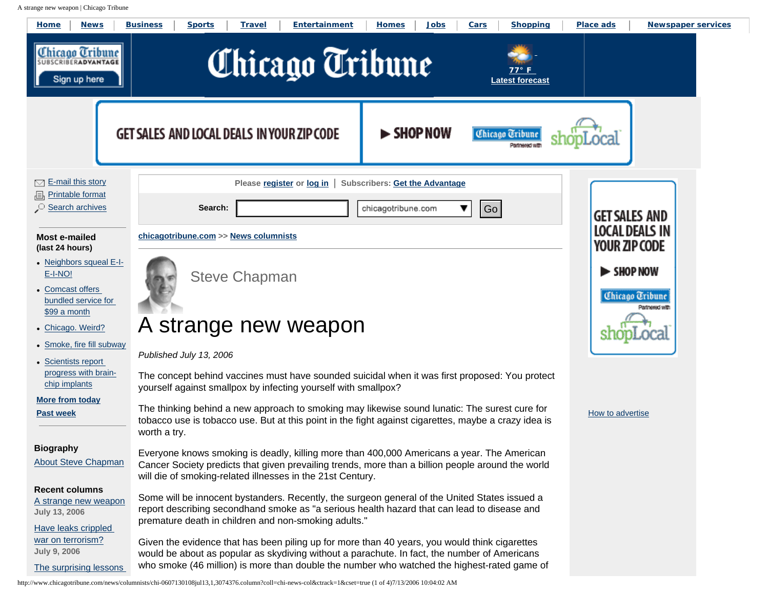# A strange new weapon

Steve Chapman

*Published July 13, 2006*

The concept behind vaccines must have sounded suicidal when it was first proposed: You protect yourself against smallpox by infecting yourself with smallpox?

The thinking behind a new approach to smoking may likewise sound lunatic: The surest cure for tobacco use is tobacco use. But at this point in the fight against cigarettes, maybe a crazy idea is worth a try.

Everyone knows smoking is deadly, killing more than 400,000 Americans a year. The American Cancer Society predicts that given prevailing trends, more than a billion people around the world will die of smoking-related illnesses in the 21st Century.

Some will be innocent bystanders. Recently, the surgeon general of the United States issued a report describing secondhand smoke as "a serious health hazard that can lead to disease and premature death in children and non-smoking adults."

Given the evidence that has been piling up for more than 40 years, you would think cigarettes would be about as popular as skydiving without a parachute. In fact, the number of Americans who smoke (46 million) is more than double the number who watched the highest-rated game of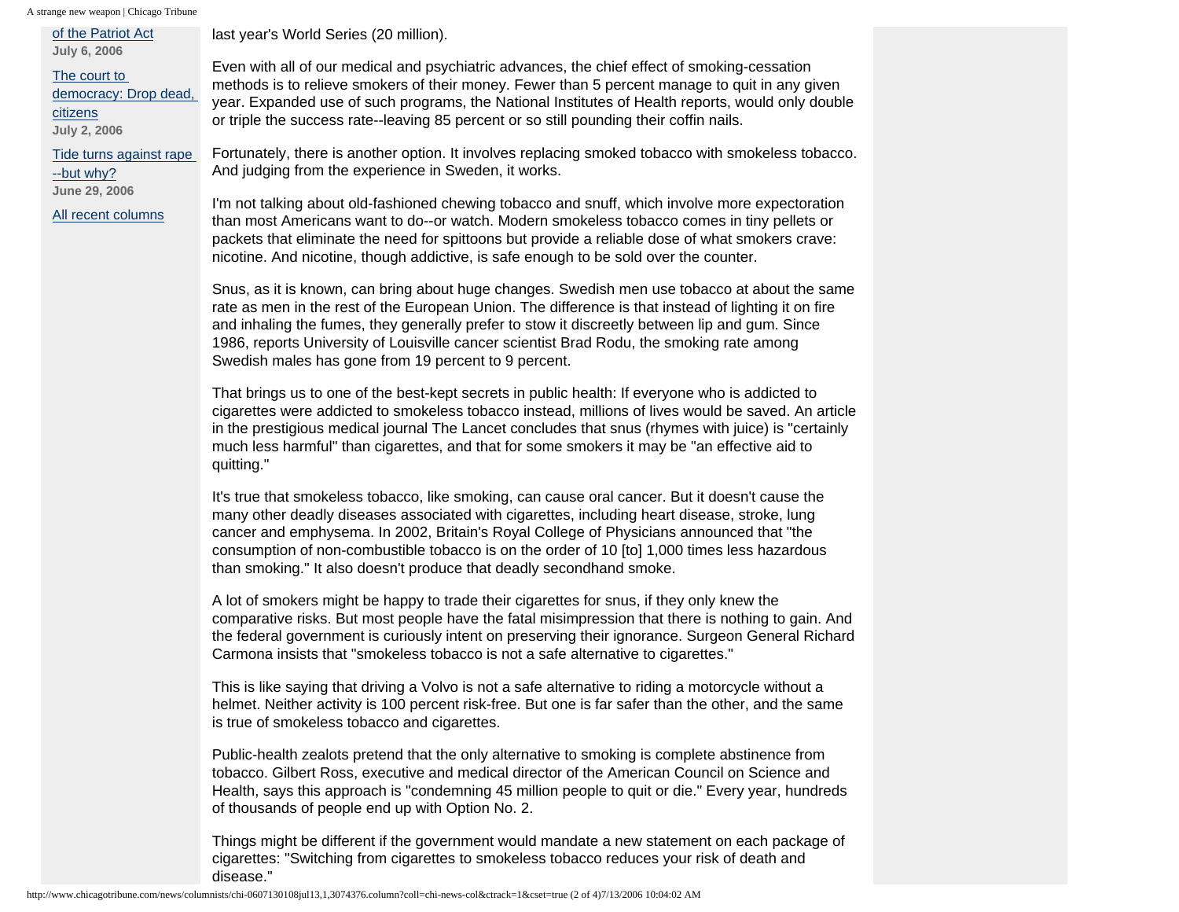of the Patriot Act
**July 6, 2006**

The court to democracy: Drop dead, citizens
**July 2, 2006**

Tide turns against rape --but why?
**June 29, 2006**

All recent columns

last year's World Series (20 million).

Even with all of our medical and psychiatric advances, the chief effect of smoking-cessation methods is to relieve smokers of their money. Fewer than 5 percent manage to quit in any given year. Expanded use of such programs, the National Institutes of Health reports, would only double or triple the success rate--leaving 85 percent or so still pounding their coffin nails.

Fortunately, there is another option. It involves replacing smoked tobacco with smokeless tobacco. And judging from the experience in Sweden, it works.

I'm not talking about old-fashioned chewing tobacco and snuff, which involve more expectoration than most Americans want to do--or watch. Modern smokeless tobacco comes in tiny pellets or packets that eliminate the need for spittoons but provide a reliable dose of what smokers crave: nicotine. And nicotine, though addictive, is safe enough to be sold over the counter.

Snus, as it is known, can bring about huge changes. Swedish men use tobacco at about the same rate as men in the rest of the European Union. The difference is that instead of lighting it on fire and inhaling the fumes, they generally prefer to stow it discreetly between lip and gum. Since 1986, reports University of Louisville cancer scientist Brad Rodu, the smoking rate among Swedish males has gone from 19 percent to 9 percent.

That brings us to one of the best-kept secrets in public health: If everyone who is addicted to cigarettes were addicted to smokeless tobacco instead, millions of lives would be saved. An article in the prestigious medical journal The Lancet concludes that snus (rhymes with juice) is "certainly much less harmful" than cigarettes, and that for some smokers it may be "an effective aid to quitting."

It's true that smokeless tobacco, like smoking, can cause oral cancer. But it doesn't cause the many other deadly diseases associated with cigarettes, including heart disease, stroke, lung cancer and emphysema. In 2002, Britain's Royal College of Physicians announced that "the consumption of non-combustible tobacco is on the order of 10 [to] 1,000 times less hazardous than smoking." It also doesn't produce that deadly secondhand smoke.

A lot of smokers might be happy to trade their cigarettes for snus, if they only knew the comparative risks. But most people have the fatal misimpression that there is nothing to gain. And the federal government is curiously intent on preserving their ignorance. Surgeon General Richard Carmona insists that "smokeless tobacco is not a safe alternative to cigarettes."

This is like saying that driving a Volvo is not a safe alternative to riding a motorcycle without a helmet. Neither activity is 100 percent risk-free. But one is far safer than the other, and the same is true of smokeless tobacco and cigarettes.

Public-health zealots pretend that the only alternative to smoking is complete abstinence from tobacco. Gilbert Ross, executive and medical director of the American Council on Science and Health, says this approach is "condemning 45 million people to quit or die." Every year, hundreds of thousands of people end up with Option No. 2.

Things might be different if the government would mandate a new statement on each package of cigarettes: "Switching from cigarettes to smokeless tobacco reduces your risk of death and disease."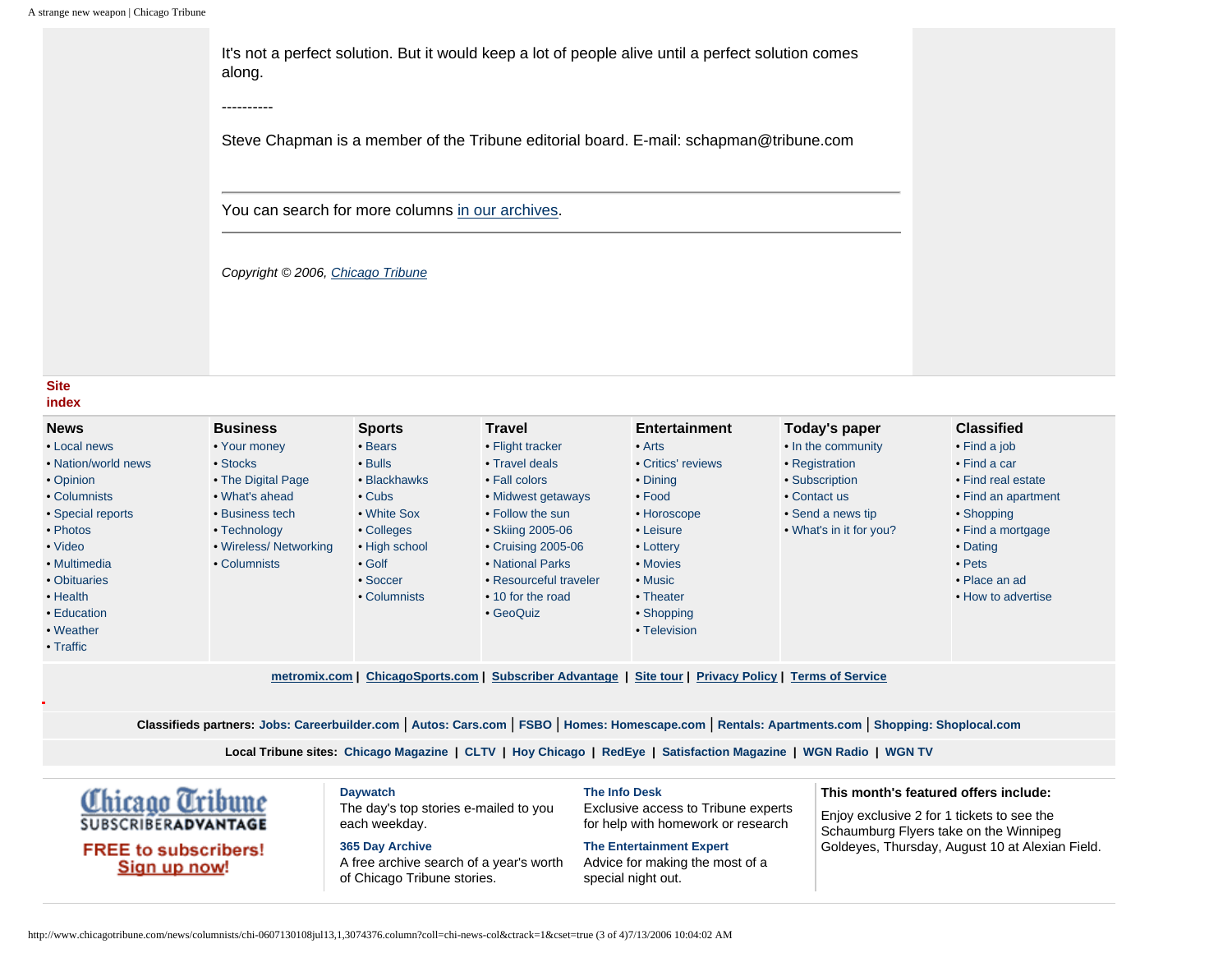It's not a perfect solution. But it would keep a lot of people alive until a perfect solution comes along.

----------

Steve Chapman is a member of the Tribune editorial board. E-mail: schapman@tribune.com

---

You can search for more columns in our archives.

---

*Copyright © 2006, Chicago Tribune*

**Site index**

**News**
- Local news
- Nation/world news
- Opinion
- Columnists
- Special reports
- Photos
- Video
- Multimedia
- Obituaries
- Health
- Education
- Weather
- Traffic

**Business**
- Your money
- Stocks
- The Digital Page
- What's ahead
- Business tech
- Technology
- Wireless/ Networking
- Columnists

**Sports**
- Bears
- Bulls
- Blackhawks
- Cubs
- White Sox
- Colleges
- High school
- Golf
- Soccer
- Columnists

**Travel**
- Flight tracker
- Travel deals
- Fall colors
- Midwest getaways
- Follow the sun
- Skiing 2005-06
- Cruising 2005-06
- National Parks
- Resourceful traveler
- 10 for the road
- GeoQuiz

**Entertainment**
- Arts
- Critics' reviews
- Dining
- Food
- Horoscope
- Leisure
- Lottery
- Movies
- Music
- Theater
- Shopping
- Television

**Today's paper**
- In the community
- Registration
- Subscription
- Contact us
- Send a news tip
- What's in it for you?

**Classified**
- Find a job
- Find a car
- Find real estate
- Find an apartment
- Shopping
- Find a mortgage
- Dating
- Pets
- Place an ad
- How to advertise

**metromix.com | ChicagoSports.com | Subscriber Advantage | Site tour | Privacy Policy | Terms of Service**

**Classifieds partners: Jobs: Careerbuilder.com | Autos: Cars.com | FSBO | Homes: Homescape.com | Rentals: Apartments.com | Shopping: Shoplocal.com**

**Local Tribune sites: Chicago Magazine | CLTV | Hoy Chicago | RedEye | Satisfaction Magazine | WGN Radio | WGN TV**

Chicago Tribune SUBSCRIBER**ADVANTAGE**

**FREE to subscribers! Sign up now!**

**Daywatch**
The day's top stories e-mailed to you each weekday.

**365 Day Archive**
A free archive search of a year's worth of Chicago Tribune stories.

**The Info Desk**
Exclusive access to Tribune experts for help with homework or research

**The Entertainment Expert**
Advice for making the most of a special night out.

**This month's featured offers include:**

Enjoy exclusive 2 for 1 tickets to see the Schaumburg Flyers take on the Winnipeg Goldeyes, Thursday, August 10 at Alexian Field.